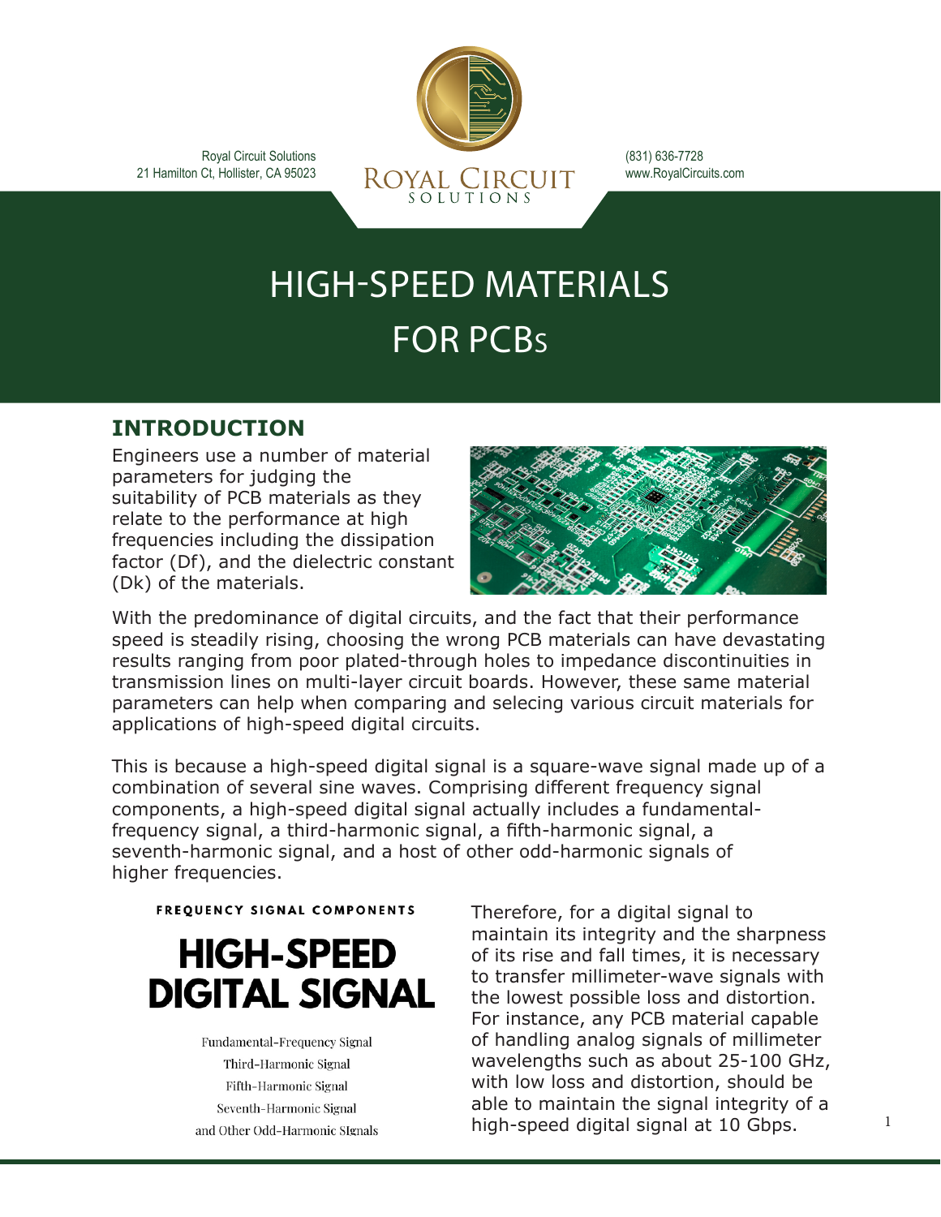Royal Circuit Solutions
21 Hamilton Ct, Hollister, CA 95023

ROYAL CIRCUIT SOLUTIONS

(831) 636-7728
www.RoyalCircuits.com

# HIGH-SPEED MATERIALS FOR PCBs

## INTRODUCTION

Engineers use a number of material parameters for judging the suitability of PCB materials as they relate to the performance at high frequencies including the dissipation factor (Df), and the dielectric constant (Dk) of the materials.

With the predominance of digital circuits, and the fact that their performance speed is steadily rising, choosing the wrong PCB materials can have devastating results ranging from poor plated-through holes to impedance discontinuities in transmission lines on multi-layer circuit boards. However, these same material parameters can help when comparing and selecing various circuit materials for applications of high-speed digital circuits.

This is because a high-speed digital signal is a square-wave signal made up of a combination of several sine waves. Comprising different frequency signal components, a high-speed digital signal actually includes a fundamental-frequency signal, a third-harmonic signal, a fifth-harmonic signal, a seventh-harmonic signal, and a host of other odd-harmonic signals of higher frequencies.

**FREQUENCY SIGNAL COMPONENTS**

**HIGH-SPEED DIGITAL SIGNAL**

Fundamental-Frequency Signal
Third-Harmonic Signal
Fifth-Harmonic Signal
Seventh-Harmonic Signal
and Other Odd-Harmonic SIgnals

Therefore, for a digital signal to maintain its integrity and the sharpness of its rise and fall times, it is necessary to transfer millimeter-wave signals with the lowest possible loss and distortion. For instance, any PCB material capable of handling analog signals of millimeter wavelengths such as about 25-100 GHz, with low loss and distortion, should be able to maintain the signal integrity of a high-speed digital signal at 10 Gbps.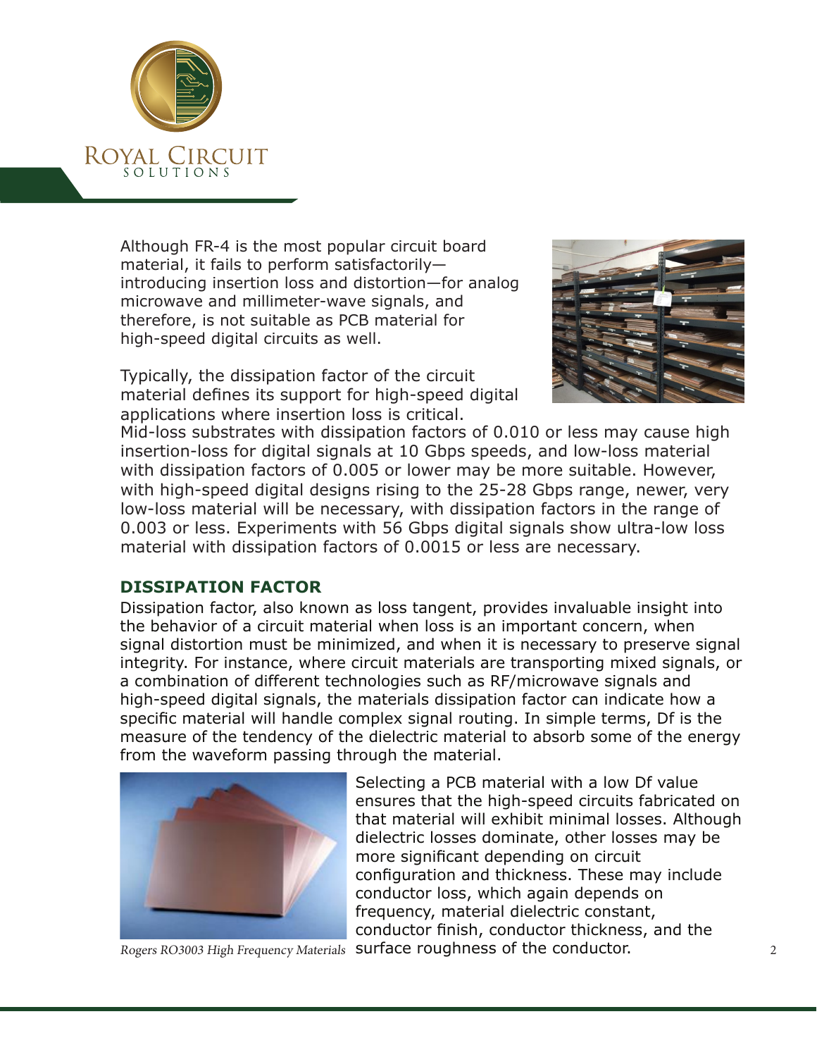Although FR-4 is the most popular circuit board material, it fails to perform satisfactorily—introducing insertion loss and distortion—for analog microwave and millimeter-wave signals, and therefore, is not suitable as PCB material for high-speed digital circuits as well.

Typically, the dissipation factor of the circuit material defines its support for high-speed digital applications where insertion loss is critical. Mid-loss substrates with dissipation factors of 0.010 or less may cause high insertion-loss for digital signals at 10 Gbps speeds, and low-loss material with dissipation factors of 0.005 or lower may be more suitable. However, with high-speed digital designs rising to the 25-28 Gbps range, newer, very low-loss material will be necessary, with dissipation factors in the range of 0.003 or less. Experiments with 56 Gbps digital signals show ultra-low loss material with dissipation factors of 0.0015 or less are necessary.

## DISSIPATION FACTOR

Dissipation factor, also known as loss tangent, provides invaluable insight into the behavior of a circuit material when loss is an important concern, when signal distortion must be minimized, and when it is necessary to preserve signal integrity. For instance, where circuit materials are transporting mixed signals, or a combination of different technologies such as RF/microwave signals and high-speed digital signals, the materials dissipation factor can indicate how a specific material will handle complex signal routing. In simple terms, Df is the measure of the tendency of the dielectric material to absorb some of the energy from the waveform passing through the material.

*Rogers RO3003 High Frequency Materials*

Selecting a PCB material with a low Df value ensures that the high-speed circuits fabricated on that material will exhibit minimal losses. Although dielectric losses dominate, other losses may be more significant depending on circuit configuration and thickness. These may include conductor loss, which again depends on frequency, material dielectric constant, conductor finish, conductor thickness, and the surface roughness of the conductor.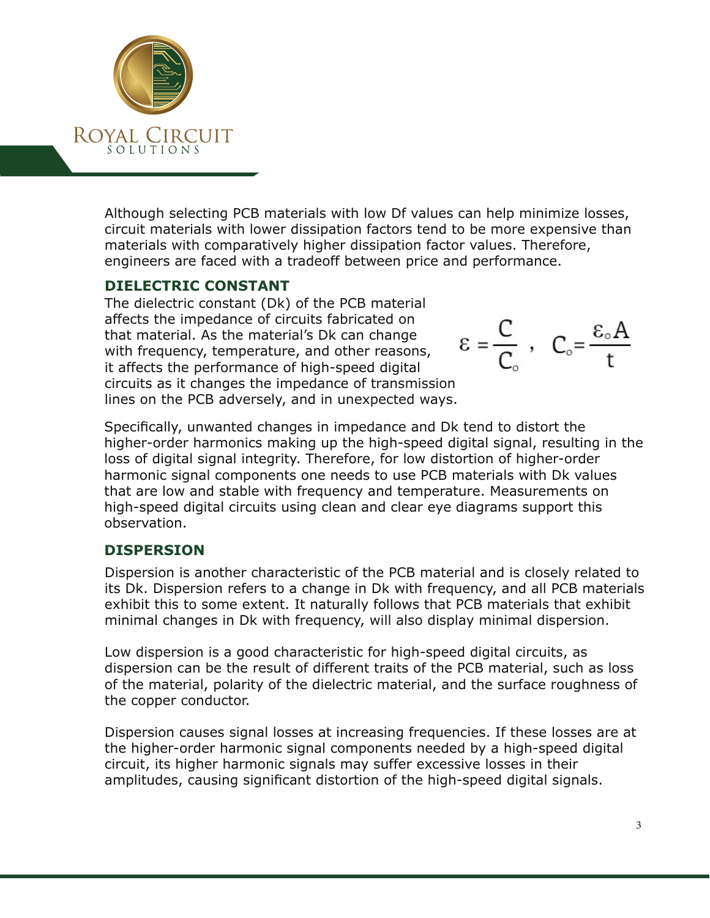Although selecting PCB materials with low Df values can help minimize losses, circuit materials with lower dissipation factors tend to be more expensive than materials with comparatively higher dissipation factor values. Therefore, engineers are faced with a tradeoff between price and performance.

## DIELECTRIC CONSTANT

The dielectric constant (Dk) of the PCB material affects the impedance of circuits fabricated on that material. As the material's Dk can change with frequency, temperature, and other reasons, it affects the performance of high-speed digital circuits as it changes the impedance of transmission lines on the PCB adversely, and in unexpected ways.

$$\varepsilon = \frac{C}{C_o}, \quad C_o = \frac{\varepsilon_o A}{t}$$

Specifically, unwanted changes in impedance and Dk tend to distort the higher-order harmonics making up the high-speed digital signal, resulting in the loss of digital signal integrity. Therefore, for low distortion of higher-order harmonic signal components one needs to use PCB materials with Dk values that are low and stable with frequency and temperature. Measurements on high-speed digital circuits using clean and clear eye diagrams support this observation.

## DISPERSION

Dispersion is another characteristic of the PCB material and is closely related to its Dk. Dispersion refers to a change in Dk with frequency, and all PCB materials exhibit this to some extent. It naturally follows that PCB materials that exhibit minimal changes in Dk with frequency, will also display minimal dispersion.

Low dispersion is a good characteristic for high-speed digital circuits, as dispersion can be the result of different traits of the PCB material, such as loss of the material, polarity of the dielectric material, and the surface roughness of the copper conductor.

Dispersion causes signal losses at increasing frequencies. If these losses are at the higher-order harmonic signal components needed by a high-speed digital circuit, its higher harmonic signals may suffer excessive losses in their amplitudes, causing significant distortion of the high-speed digital signals.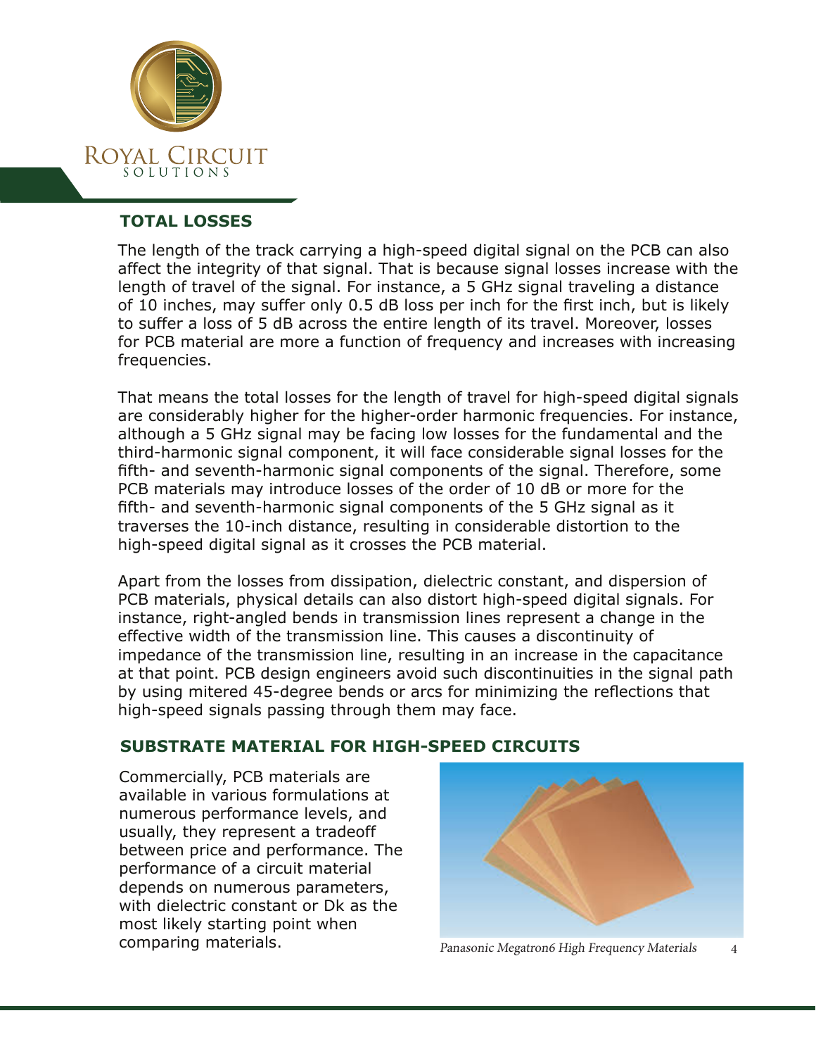## TOTAL LOSSES

The length of the track carrying a high-speed digital signal on the PCB can also affect the integrity of that signal. That is because signal losses increase with the length of travel of the signal. For instance, a 5 GHz signal traveling a distance of 10 inches, may suffer only 0.5 dB loss per inch for the first inch, but is likely to suffer a loss of 5 dB across the entire length of its travel. Moreover, losses for PCB material are more a function of frequency and increases with increasing frequencies.

That means the total losses for the length of travel for high-speed digital signals are considerably higher for the higher-order harmonic frequencies. For instance, although a 5 GHz signal may be facing low losses for the fundamental and the third-harmonic signal component, it will face considerable signal losses for the fifth- and seventh-harmonic signal components of the signal. Therefore, some PCB materials may introduce losses of the order of 10 dB or more for the fifth- and seventh-harmonic signal components of the 5 GHz signal as it traverses the 10-inch distance, resulting in considerable distortion to the high-speed digital signal as it crosses the PCB material.

Apart from the losses from dissipation, dielectric constant, and dispersion of PCB materials, physical details can also distort high-speed digital signals. For instance, right-angled bends in transmission lines represent a change in the effective width of the transmission line. This causes a discontinuity of impedance of the transmission line, resulting in an increase in the capacitance at that point. PCB design engineers avoid such discontinuities in the signal path by using mitered 45-degree bends or arcs for minimizing the reflections that high-speed signals passing through them may face.

## SUBSTRATE MATERIAL FOR HIGH-SPEED CIRCUITS

Commercially, PCB materials are available in various formulations at numerous performance levels, and usually, they represent a tradeoff between price and performance. The performance of a circuit material depends on numerous parameters, with dielectric constant or Dk as the most likely starting point when comparing materials.

*Panasonic Megatron6 High Frequency Materials*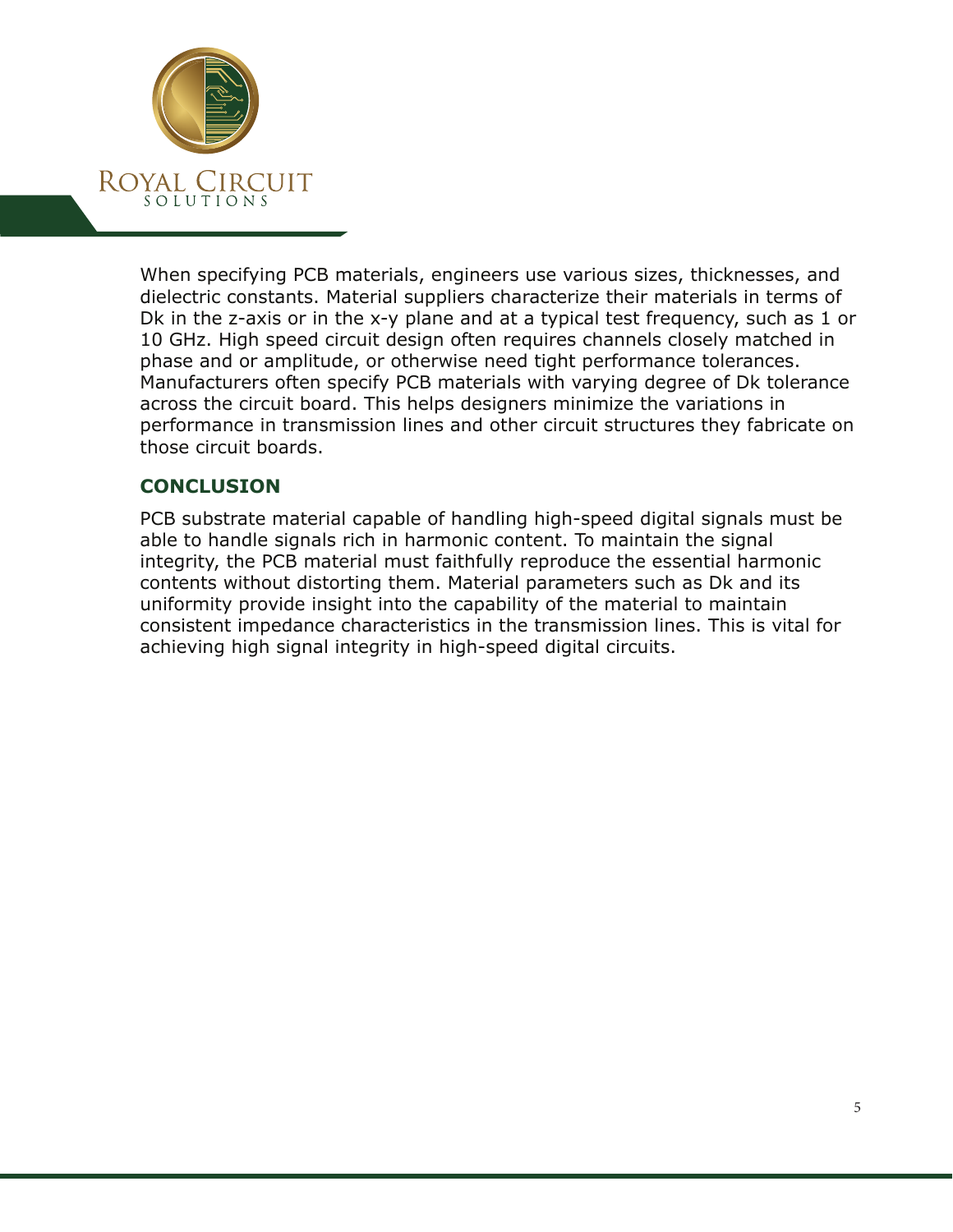When specifying PCB materials, engineers use various sizes, thicknesses, and dielectric constants. Material suppliers characterize their materials in terms of Dk in the z-axis or in the x-y plane and at a typical test frequency, such as 1 or 10 GHz. High speed circuit design often requires channels closely matched in phase and or amplitude, or otherwise need tight performance tolerances. Manufacturers often specify PCB materials with varying degree of Dk tolerance across the circuit board. This helps designers minimize the variations in performance in transmission lines and other circuit structures they fabricate on those circuit boards.

## CONCLUSION

PCB substrate material capable of handling high-speed digital signals must be able to handle signals rich in harmonic content. To maintain the signal integrity, the PCB material must faithfully reproduce the essential harmonic contents without distorting them. Material parameters such as Dk and its uniformity provide insight into the capability of the material to maintain consistent impedance characteristics in the transmission lines. This is vital for achieving high signal integrity in high-speed digital circuits.